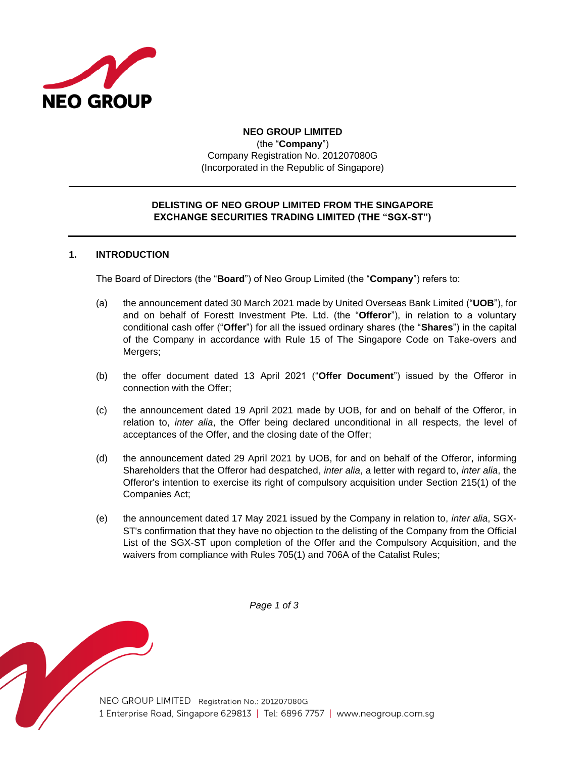**NEO GROUP LIMITED**
(the "**Company**")
Company Registration No. 201207080G
(Incorporated in the Republic of Singapore)

---

**DELISTING OF NEO GROUP LIMITED FROM THE SINGAPORE EXCHANGE SECURITIES TRADING LIMITED (THE "SGX-ST")**

---

## 1. INTRODUCTION

The Board of Directors (the "**Board**") of Neo Group Limited (the "**Company**") refers to:

(a) the announcement dated 30 March 2021 made by United Overseas Bank Limited ("**UOB**"), for and on behalf of Forestt Investment Pte. Ltd. (the "**Offeror**"), in relation to a voluntary conditional cash offer ("**Offer**") for all the issued ordinary shares (the "**Shares**") in the capital of the Company in accordance with Rule 15 of The Singapore Code on Take-overs and Mergers;

(b) the offer document dated 13 April 2021 ("**Offer Document**") issued by the Offeror in connection with the Offer;

(c) the announcement dated 19 April 2021 made by UOB, for and on behalf of the Offeror, in relation to, *inter alia*, the Offer being declared unconditional in all respects, the level of acceptances of the Offer, and the closing date of the Offer;

(d) the announcement dated 29 April 2021 by UOB, for and on behalf of the Offeror, informing Shareholders that the Offeror had despatched, *inter alia*, a letter with regard to, *inter alia*, the Offeror's intention to exercise its right of compulsory acquisition under Section 215(1) of the Companies Act;

(e) the announcement dated 17 May 2021 issued by the Company in relation to, *inter alia*, SGX-ST's confirmation that they have no objection to the delisting of the Company from the Official List of the SGX-ST upon completion of the Offer and the Compulsory Acquisition, and the waivers from compliance with Rules 705(1) and 706A of the Catalist Rules;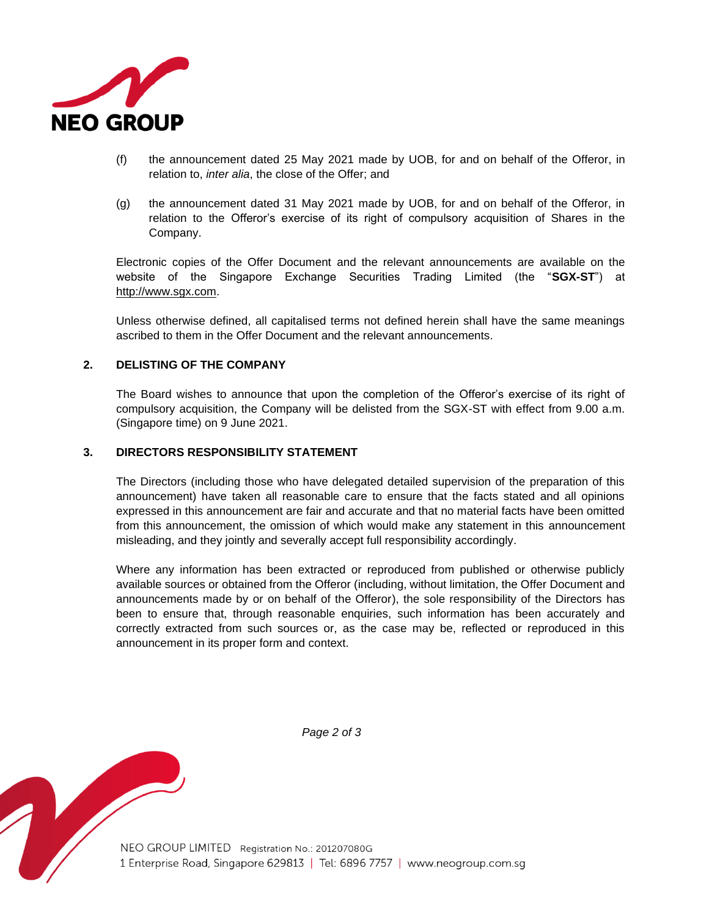(f) the announcement dated 25 May 2021 made by UOB, for and on behalf of the Offeror, in relation to, *inter alia*, the close of the Offer; and

(g) the announcement dated 31 May 2021 made by UOB, for and on behalf of the Offeror, in relation to the Offeror's exercise of its right of compulsory acquisition of Shares in the Company.

Electronic copies of the Offer Document and the relevant announcements are available on the website of the Singapore Exchange Securities Trading Limited (the "**SGX-ST**") at http://www.sgx.com.

Unless otherwise defined, all capitalised terms not defined herein shall have the same meanings ascribed to them in the Offer Document and the relevant announcements.

## 2. DELISTING OF THE COMPANY

The Board wishes to announce that upon the completion of the Offeror's exercise of its right of compulsory acquisition, the Company will be delisted from the SGX-ST with effect from 9.00 a.m. (Singapore time) on 9 June 2021.

## 3. DIRECTORS RESPONSIBILITY STATEMENT

The Directors (including those who have delegated detailed supervision of the preparation of this announcement) have taken all reasonable care to ensure that the facts stated and all opinions expressed in this announcement are fair and accurate and that no material facts have been omitted from this announcement, the omission of which would make any statement in this announcement misleading, and they jointly and severally accept full responsibility accordingly.

Where any information has been extracted or reproduced from published or otherwise publicly available sources or obtained from the Offeror (including, without limitation, the Offer Document and announcements made by or on behalf of the Offeror), the sole responsibility of the Directors has been to ensure that, through reasonable enquiries, such information has been accurately and correctly extracted from such sources or, as the case may be, reflected or reproduced in this announcement in its proper form and context.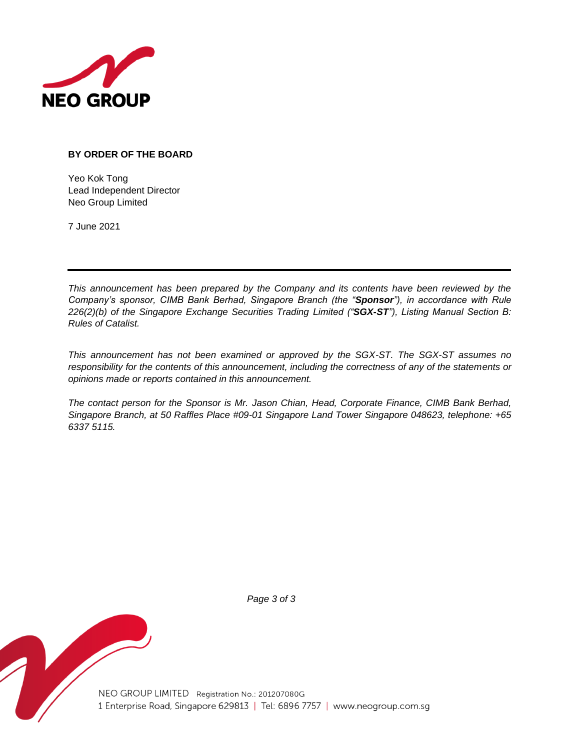**BY ORDER OF THE BOARD**

Yeo Kok Tong
Lead Independent Director
Neo Group Limited

7 June 2021

---

*This announcement has been prepared by the Company and its contents have been reviewed by the Company's sponsor, CIMB Bank Berhad, Singapore Branch (the "**Sponsor**"), in accordance with Rule 226(2)(b) of the Singapore Exchange Securities Trading Limited ("**SGX-ST**"), Listing Manual Section B: Rules of Catalist.*

*This announcement has not been examined or approved by the SGX-ST. The SGX-ST assumes no responsibility for the contents of this announcement, including the correctness of any of the statements or opinions made or reports contained in this announcement.*

*The contact person for the Sponsor is Mr. Jason Chian, Head, Corporate Finance, CIMB Bank Berhad, Singapore Branch, at 50 Raffles Place #09-01 Singapore Land Tower Singapore 048623, telephone: +65 6337 5115.*